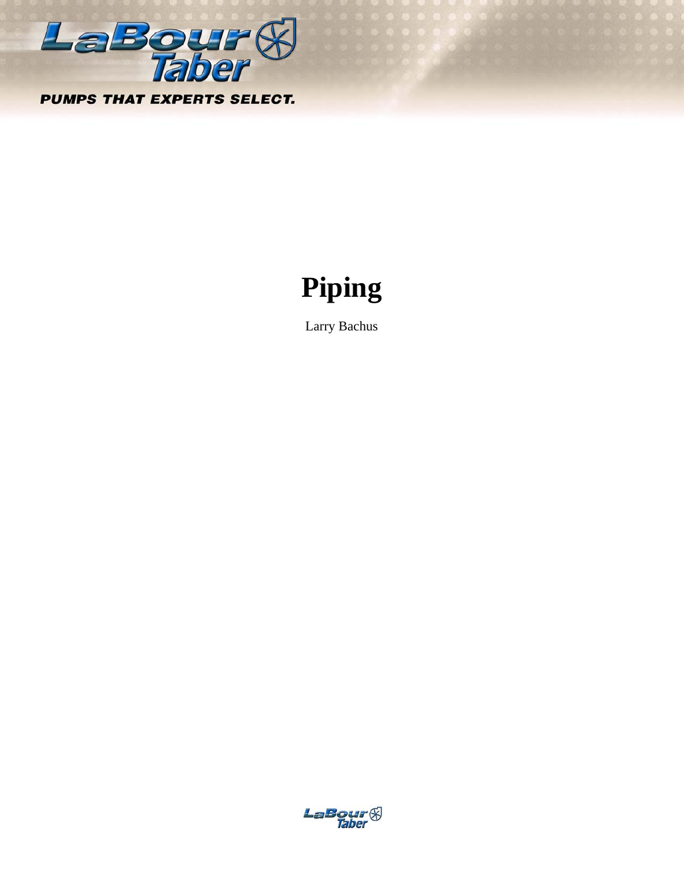# Piping

Larry Bachus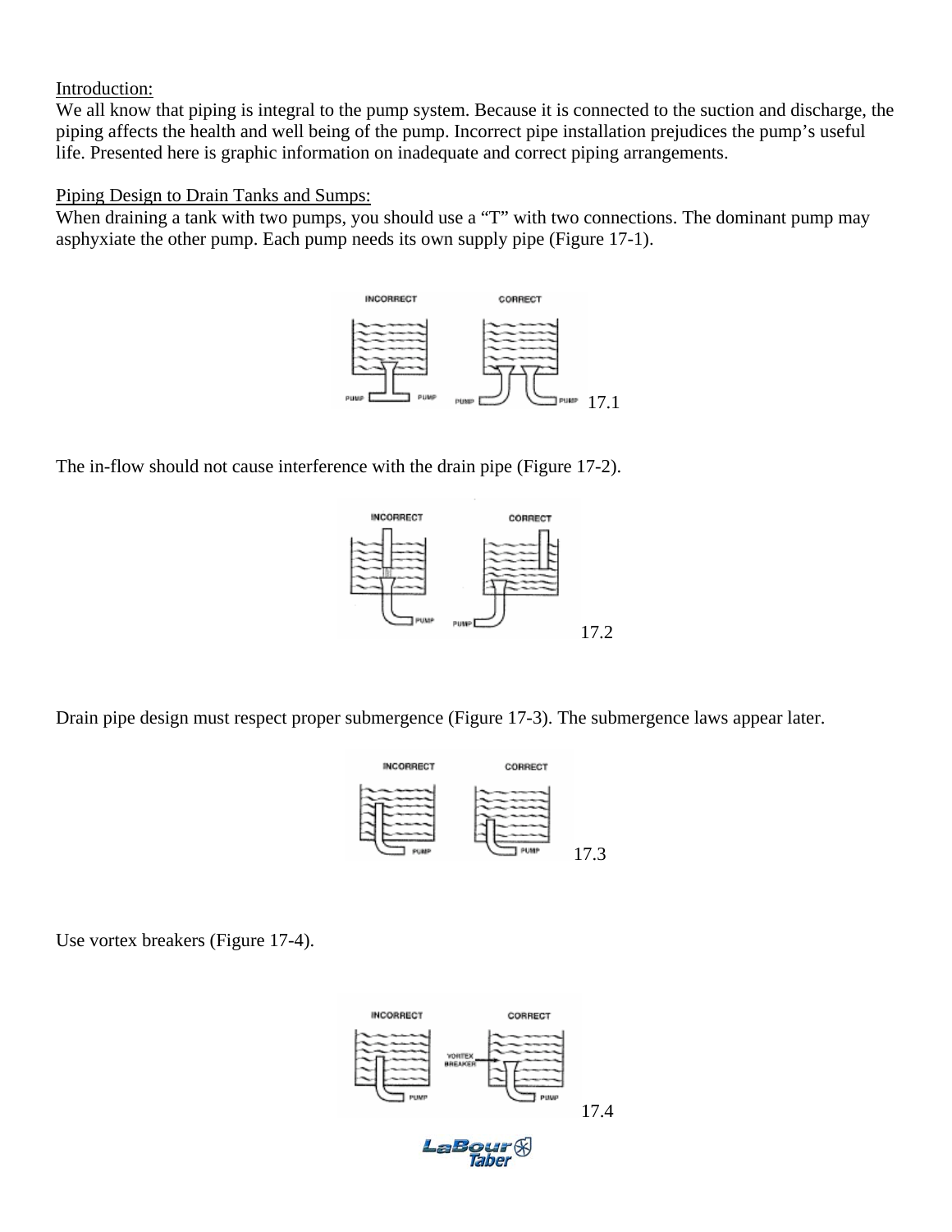Introduction:

We all know that piping is integral to the pump system. Because it is connected to the suction and discharge, the piping affects the health and well being of the pump. Incorrect pipe installation prejudices the pump's useful life. Presented here is graphic information on inadequate and correct piping arrangements.

Piping Design to Drain Tanks and Sumps:

When draining a tank with two pumps, you should use a "T" with two connections. The dominant pump may asphyxiate the other pump. Each pump needs its own supply pipe (Figure 17-1).

17.1

The in-flow should not cause interference with the drain pipe (Figure 17-2).

17.2

Drain pipe design must respect proper submergence (Figure 17-3). The submergence laws appear later.

17.3

Use vortex breakers (Figure 17-4).

17.4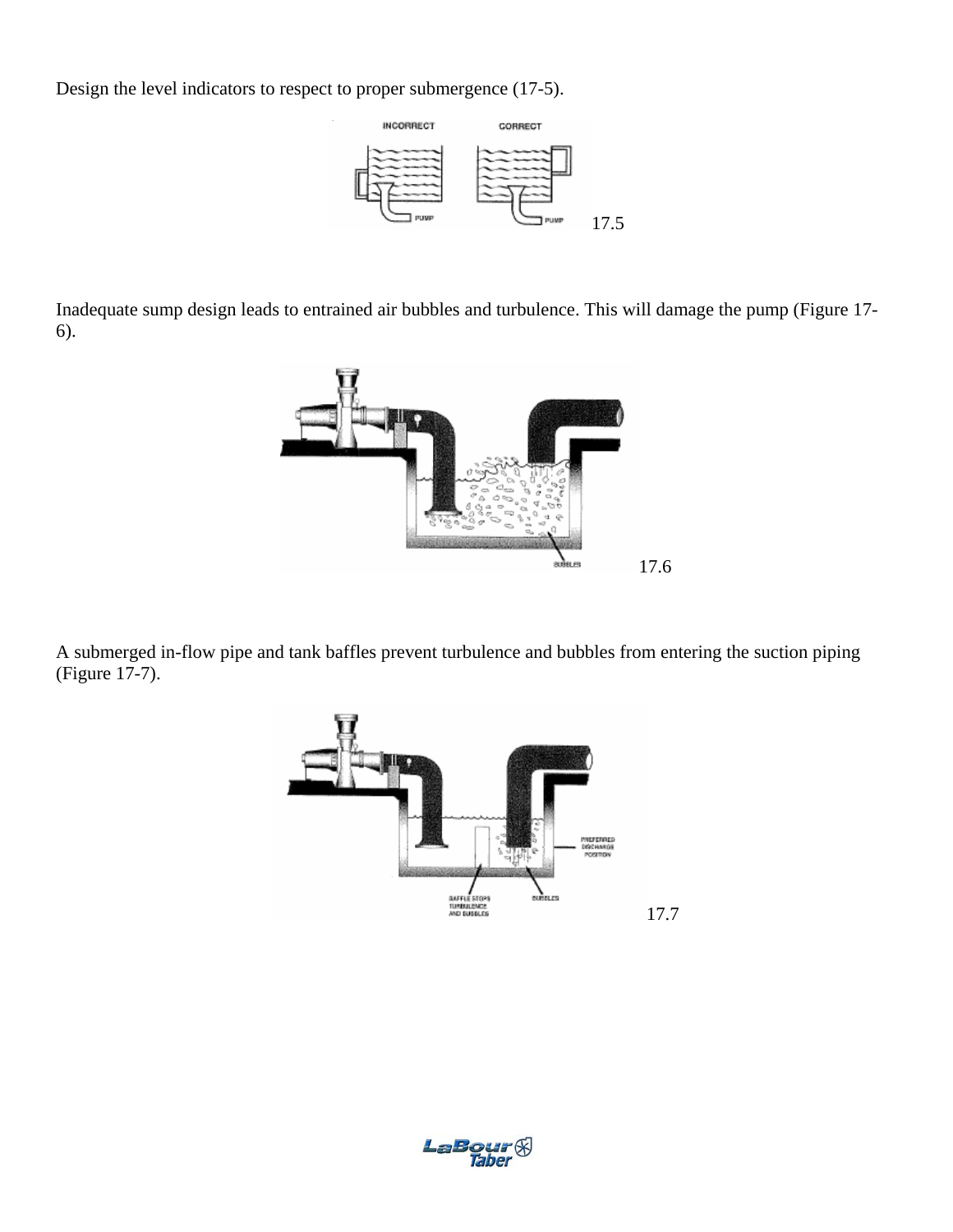Design the level indicators to respect to proper submergence (17-5).

17.5

Inadequate sump design leads to entrained air bubbles and turbulence. This will damage the pump (Figure 17-6).

17.6

A submerged in-flow pipe and tank baffles prevent turbulence and bubbles from entering the suction piping (Figure 17-7).

17.7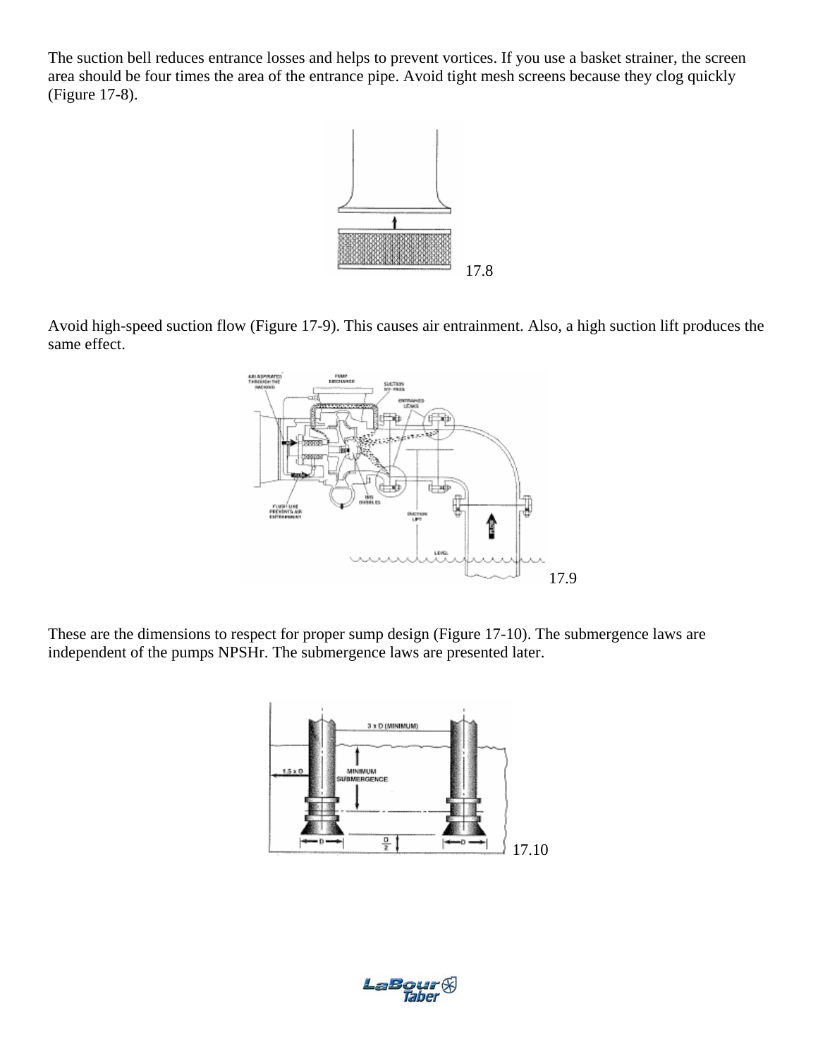The suction bell reduces entrance losses and helps to prevent vortices. If you use a basket strainer, the screen area should be four times the area of the entrance pipe. Avoid tight mesh screens because they clog quickly (Figure 17-8).

17.8

Avoid high-speed suction flow (Figure 17-9). This causes air entrainment. Also, a high suction lift produces the same effect.

17.9

These are the dimensions to respect for proper sump design (Figure 17-10). The submergence laws are independent of the pumps NPSHr. The submergence laws are presented later.

17.10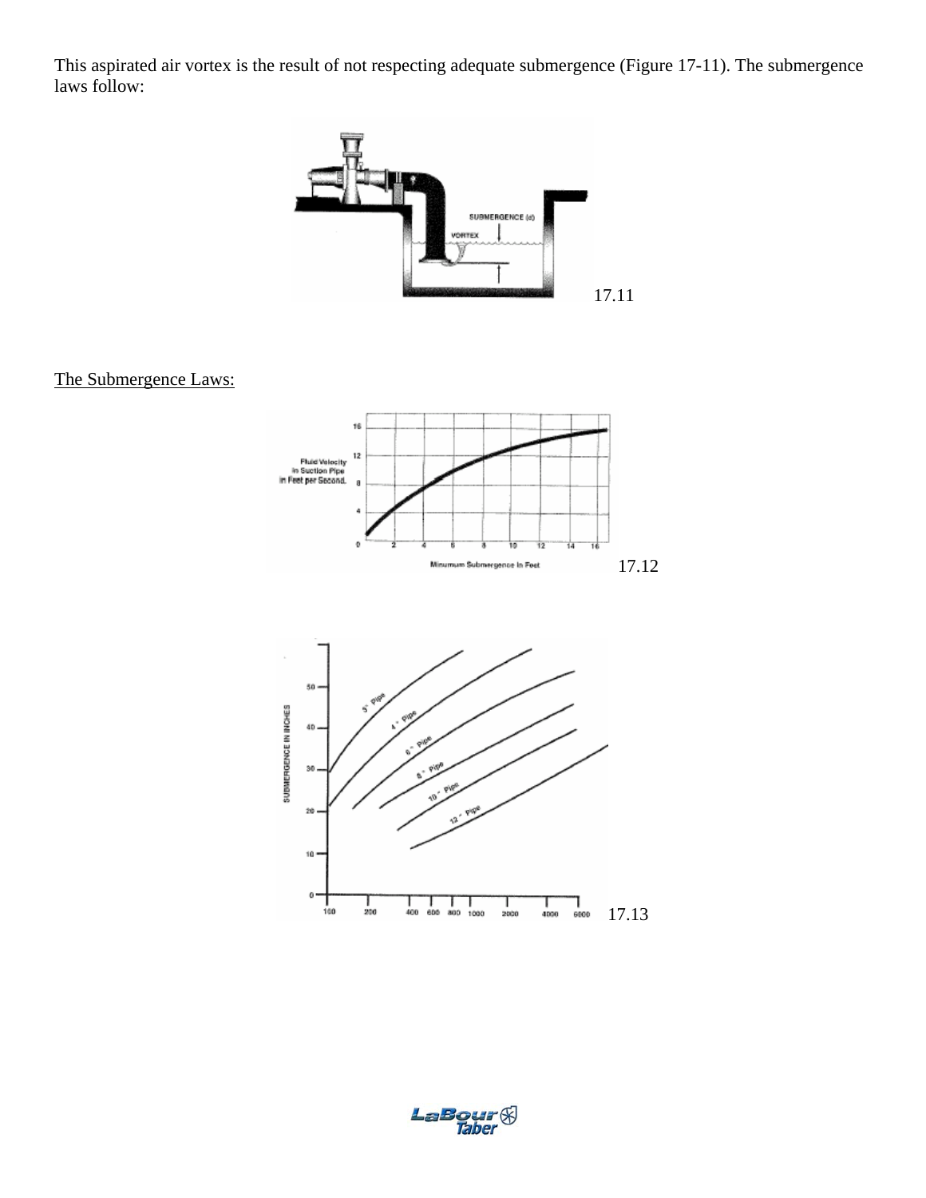This aspirated air vortex is the result of not respecting adequate submergence (Figure 17-11). The submergence laws follow:

17.11

The Submergence Laws:

17.12

17.13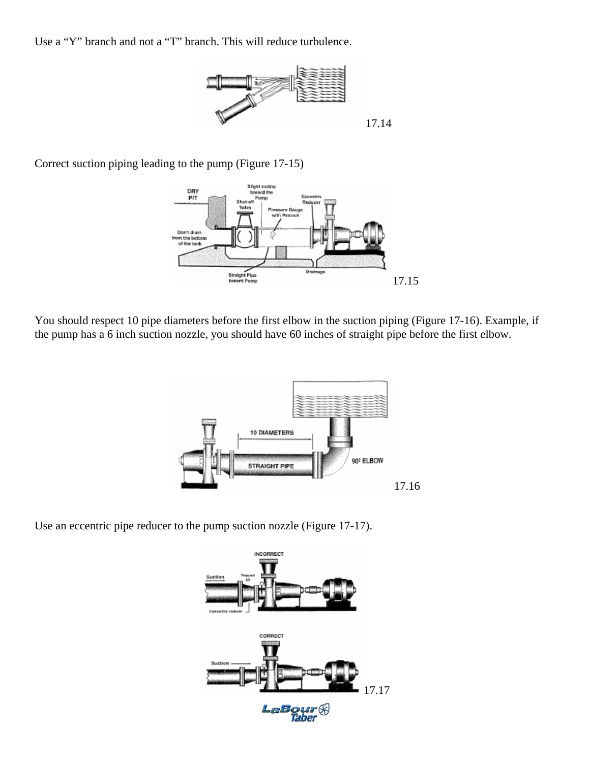Use a “Y” branch and not a “T” branch. This will reduce turbulence.

17.14

Correct suction piping leading to the pump (Figure 17-15)

17.15

You should respect 10 pipe diameters before the first elbow in the suction piping (Figure 17-16). Example, if the pump has a 6 inch suction nozzle, you should have 60 inches of straight pipe before the first elbow.

17.16

Use an eccentric pipe reducer to the pump suction nozzle (Figure 17-17).

17.17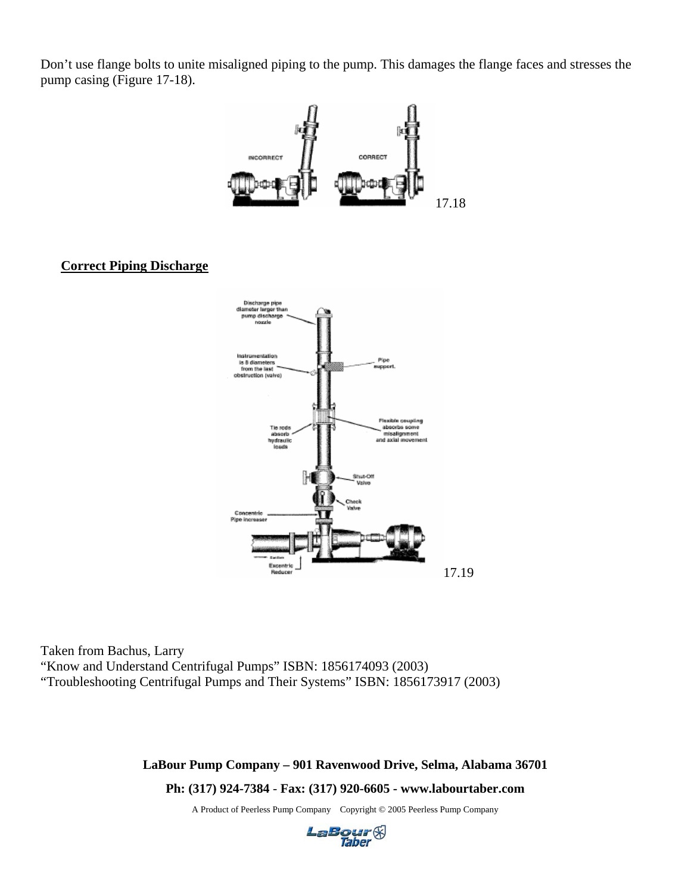Don’t use flange bolts to unite misaligned piping to the pump. This damages the flange faces and stresses the pump casing (Figure 17-18).

INCORRECT

CORRECT

17.18

**<u>Correct Piping Discharge</u>**

Discharge pipe diameter larger than pump discharge nozzle

Instrumentation is 8 diameters from the last obstruction (valve)

Pipe support.

Tie rods absorb hydraulic loads

Flexible coupling absorbs some misalignment and axial movement

Shut-Off Valve

Check Valve

Concentric Pipe increaser

Suction

Excentric Reducer

17.19

Taken from Bachus, Larry
“Know and Understand Centrifugal Pumps” ISBN: 1856174093 (2003)
“Troubleshooting Centrifugal Pumps and Their Systems” ISBN: 1856173917 (2003)